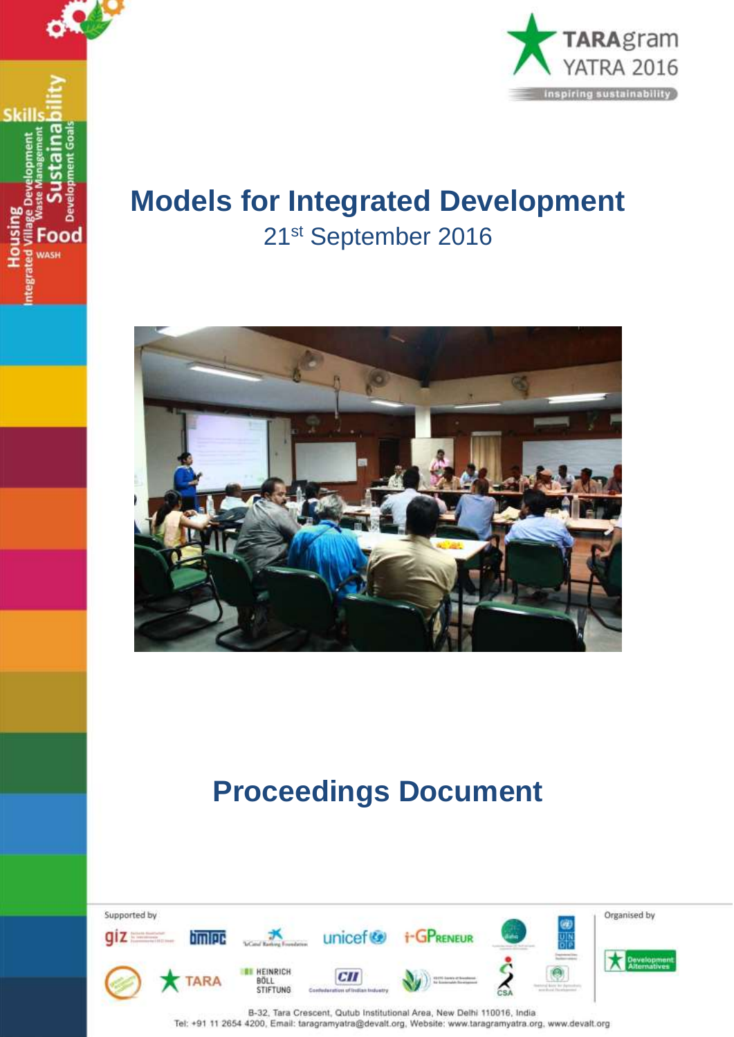TARAgram YATRA 2016

inspiring sustainability

# Models for Integrated Development

21st September 2016

## Proceedings Document

Supported by

Organised by

Development Alternatives

B-32, Tara Crescent, Qutub Institutional Area, New Delhi 110016, India
Tel: +91 11 2654 4200, Email: taragramyatra@devalt.org, Website: www.taragramyatra.org, www.devalt.org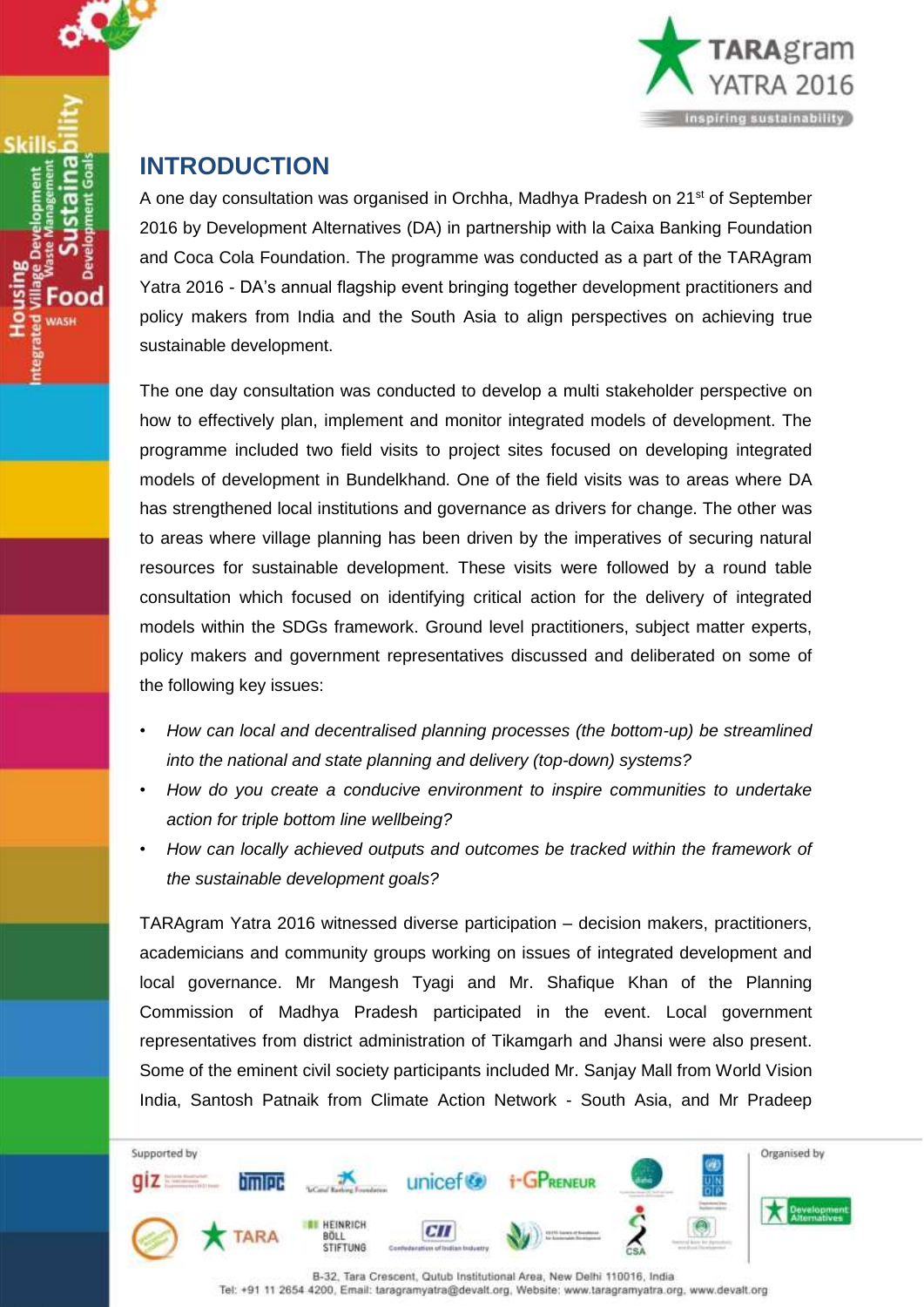## INTRODUCTION

A one day consultation was organised in Orchha, Madhya Pradesh on 21st of September 2016 by Development Alternatives (DA) in partnership with la Caixa Banking Foundation and Coca Cola Foundation. The programme was conducted as a part of the TARAgram Yatra 2016 - DA's annual flagship event bringing together development practitioners and policy makers from India and the South Asia to align perspectives on achieving true sustainable development.

The one day consultation was conducted to develop a multi stakeholder perspective on how to effectively plan, implement and monitor integrated models of development. The programme included two field visits to project sites focused on developing integrated models of development in Bundelkhand. One of the field visits was to areas where DA has strengthened local institutions and governance as drivers for change. The other was to areas where village planning has been driven by the imperatives of securing natural resources for sustainable development. These visits were followed by a round table consultation which focused on identifying critical action for the delivery of integrated models within the SDGs framework. Ground level practitioners, subject matter experts, policy makers and government representatives discussed and deliberated on some of the following key issues:

- *How can local and decentralised planning processes (the bottom-up) be streamlined into the national and state planning and delivery (top-down) systems?*
- *How do you create a conducive environment to inspire communities to undertake action for triple bottom line wellbeing?*
- *How can locally achieved outputs and outcomes be tracked within the framework of the sustainable development goals?*

TARAgram Yatra 2016 witnessed diverse participation – decision makers, practitioners, academicians and community groups working on issues of integrated development and local governance. Mr Mangesh Tyagi and Mr. Shafique Khan of the Planning Commission of Madhya Pradesh participated in the event. Local government representatives from district administration of Tikamgarh and Jhansi were also present. Some of the eminent civil society participants included Mr. Sanjay Mall from World Vision India, Santosh Patnaik from Climate Action Network - South Asia, and Mr Pradeep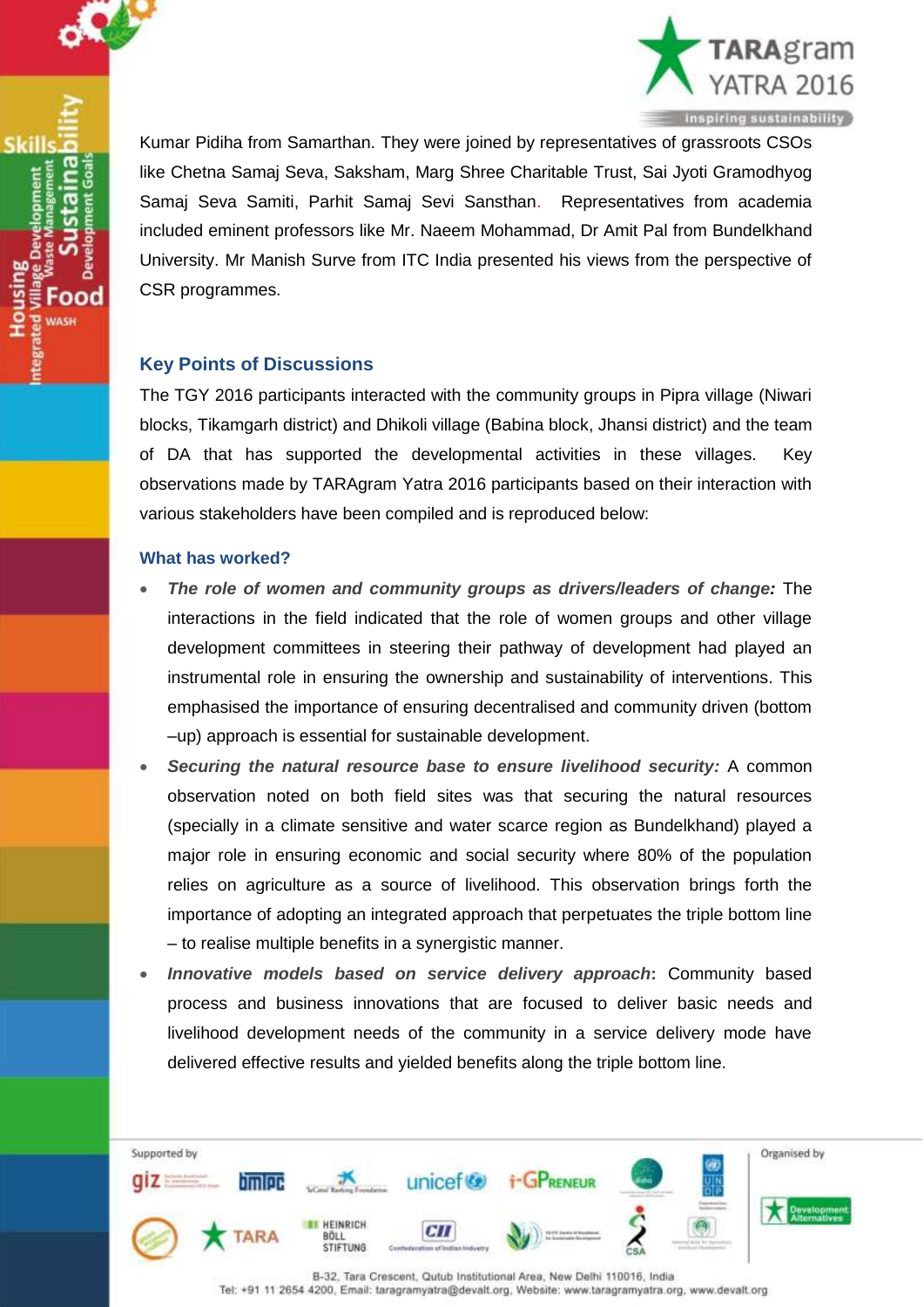Kumar Pidiha from Samarthan. They were joined by representatives of grassroots CSOs like Chetna Samaj Seva, Saksham, Marg Shree Charitable Trust, Sai Jyoti Gramodhyog Samaj Seva Samiti, Parhit Samaj Sevi Sansthan. Representatives from academia included eminent professors like Mr. Naeem Mohammad, Dr Amit Pal from Bundelkhand University. Mr Manish Surve from ITC India presented his views from the perspective of CSR programmes.

## Key Points of Discussions

The TGY 2016 participants interacted with the community groups in Pipra village (Niwari blocks, Tikamgarh district) and Dhikoli village (Babina block, Jhansi district) and the team of DA that has supported the developmental activities in these villages. Key observations made by TARAgram Yatra 2016 participants based on their interaction with various stakeholders have been compiled and is reproduced below:

### What has worked?

- ***The role of women and community groups as drivers/leaders of change:*** The interactions in the field indicated that the role of women groups and other village development committees in steering their pathway of development had played an instrumental role in ensuring the ownership and sustainability of interventions. This emphasised the importance of ensuring decentralised and community driven (bottom –up) approach is essential for sustainable development.
- ***Securing the natural resource base to ensure livelihood security:*** A common observation noted on both field sites was that securing the natural resources (specially in a climate sensitive and water scarce region as Bundelkhand) played a major role in ensuring economic and social security where 80% of the population relies on agriculture as a source of livelihood. This observation brings forth the importance of adopting an integrated approach that perpetuates the triple bottom line – to realise multiple benefits in a synergistic manner.
- ***Innovative models based on service delivery approach*:** Community based process and business innovations that are focused to deliver basic needs and livelihood development needs of the community in a service delivery mode have delivered effective results and yielded benefits along the triple bottom line.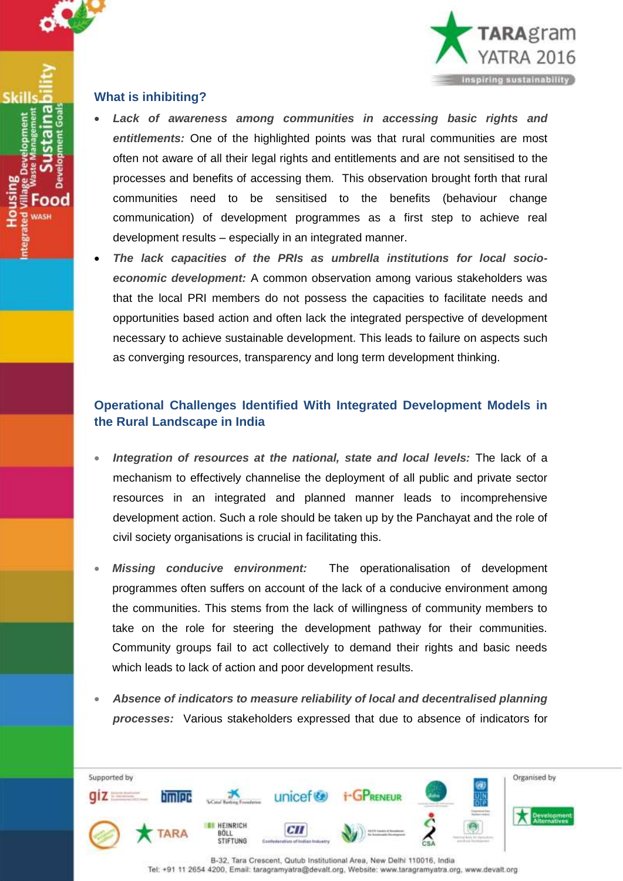### What is inhibiting?

- ***Lack of awareness among communities in accessing basic rights and entitlements:*** One of the highlighted points was that rural communities are most often not aware of all their legal rights and entitlements and are not sensitised to the processes and benefits of accessing them. This observation brought forth that rural communities need to be sensitised to the benefits (behaviour change communication) of development programmes as a first step to achieve real development results – especially in an integrated manner.
- ***The lack capacities of the PRIs as umbrella institutions for local socio-economic development:*** A common observation among various stakeholders was that the local PRI members do not possess the capacities to facilitate needs and opportunities based action and often lack the integrated perspective of development necessary to achieve sustainable development. This leads to failure on aspects such as converging resources, transparency and long term development thinking.

### Operational Challenges Identified With Integrated Development Models in the Rural Landscape in India

- ***Integration of resources at the national, state and local levels:*** The lack of a mechanism to effectively channelise the deployment of all public and private sector resources in an integrated and planned manner leads to incomprehensive development action. Such a role should be taken up by the Panchayat and the role of civil society organisations is crucial in facilitating this.

- ***Missing conducive environment:*** The operationalisation of development programmes often suffers on account of the lack of a conducive environment among the communities. This stems from the lack of willingness of community members to take on the role for steering the development pathway for their communities. Community groups fail to act collectively to demand their rights and basic needs which leads to lack of action and poor development results.

- ***Absence of indicators to measure reliability of local and decentralised planning processes:*** Various stakeholders expressed that due to absence of indicators for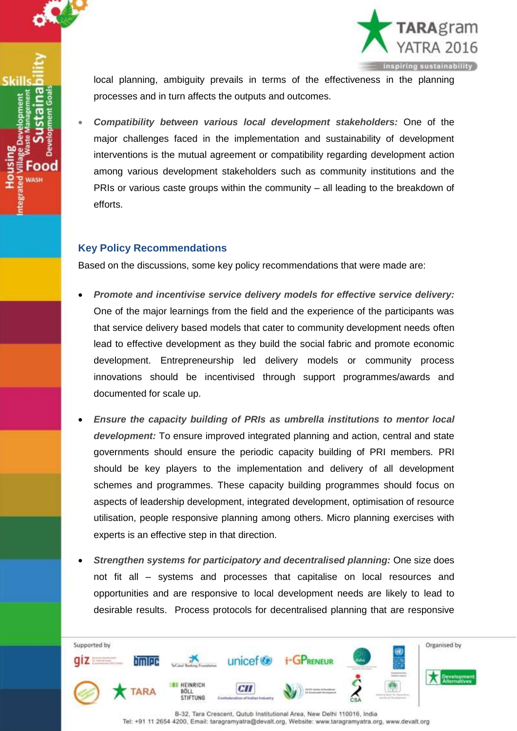local planning, ambiguity prevails in terms of the effectiveness in the planning processes and in turn affects the outputs and outcomes.

- ***Compatibility between various local development stakeholders:*** One of the major challenges faced in the implementation and sustainability of development interventions is the mutual agreement or compatibility regarding development action among various development stakeholders such as community institutions and the PRIs or various caste groups within the community – all leading to the breakdown of efforts.

## Key Policy Recommendations

Based on the discussions, some key policy recommendations that were made are:

- ***Promote and incentivise service delivery models for effective service delivery:*** One of the major learnings from the field and the experience of the participants was that service delivery based models that cater to community development needs often lead to effective development as they build the social fabric and promote economic development. Entrepreneurship led delivery models or community process innovations should be incentivised through support programmes/awards and documented for scale up.

- ***Ensure the capacity building of PRIs as umbrella institutions to mentor local development:*** To ensure improved integrated planning and action, central and state governments should ensure the periodic capacity building of PRI members. PRI should be key players to the implementation and delivery of all development schemes and programmes. These capacity building programmes should focus on aspects of leadership development, integrated development, optimisation of resource utilisation, people responsive planning among others. Micro planning exercises with experts is an effective step in that direction.

- ***Strengthen systems for participatory and decentralised planning:*** One size does not fit all – systems and processes that capitalise on local resources and opportunities and are responsive to local development needs are likely to lead to desirable results. Process protocols for decentralised planning that are responsive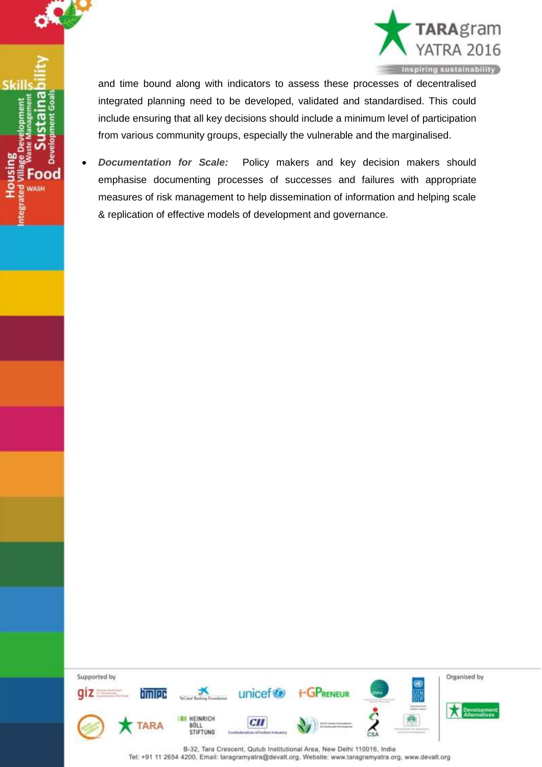and time bound along with indicators to assess these processes of decentralised integrated planning need to be developed, validated and standardised. This could include ensuring that all key decisions should include a minimum level of participation from various community groups, especially the vulnerable and the marginalised.

- ***Documentation for Scale:*** Policy makers and key decision makers should emphasise documenting processes of successes and failures with appropriate measures of risk management to help dissemination of information and helping scale & replication of effective models of development and governance.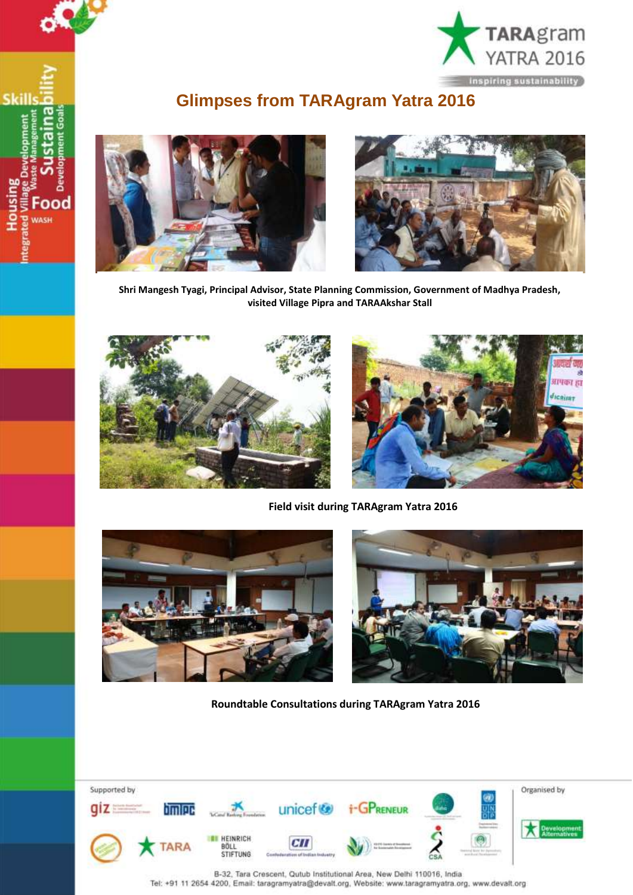# Glimpses from TARAgram Yatra 2016

**Shri Mangesh Tyagi, Principal Advisor, State Planning Commission, Government of Madhya Pradesh, visited Village Pipra and TARAAkshar Stall**

**Field visit during TARAgram Yatra 2016**

**Roundtable Consultations during TARAgram Yatra 2016**

Supported by

Organised by

B-32, Tara Crescent, Qutub Institutional Area, New Delhi 110016, India
Tel: +91 11 2654 4200, Email: taragramyatra@devalt.org, Website: www.taragramyatra.org, www.devalt.org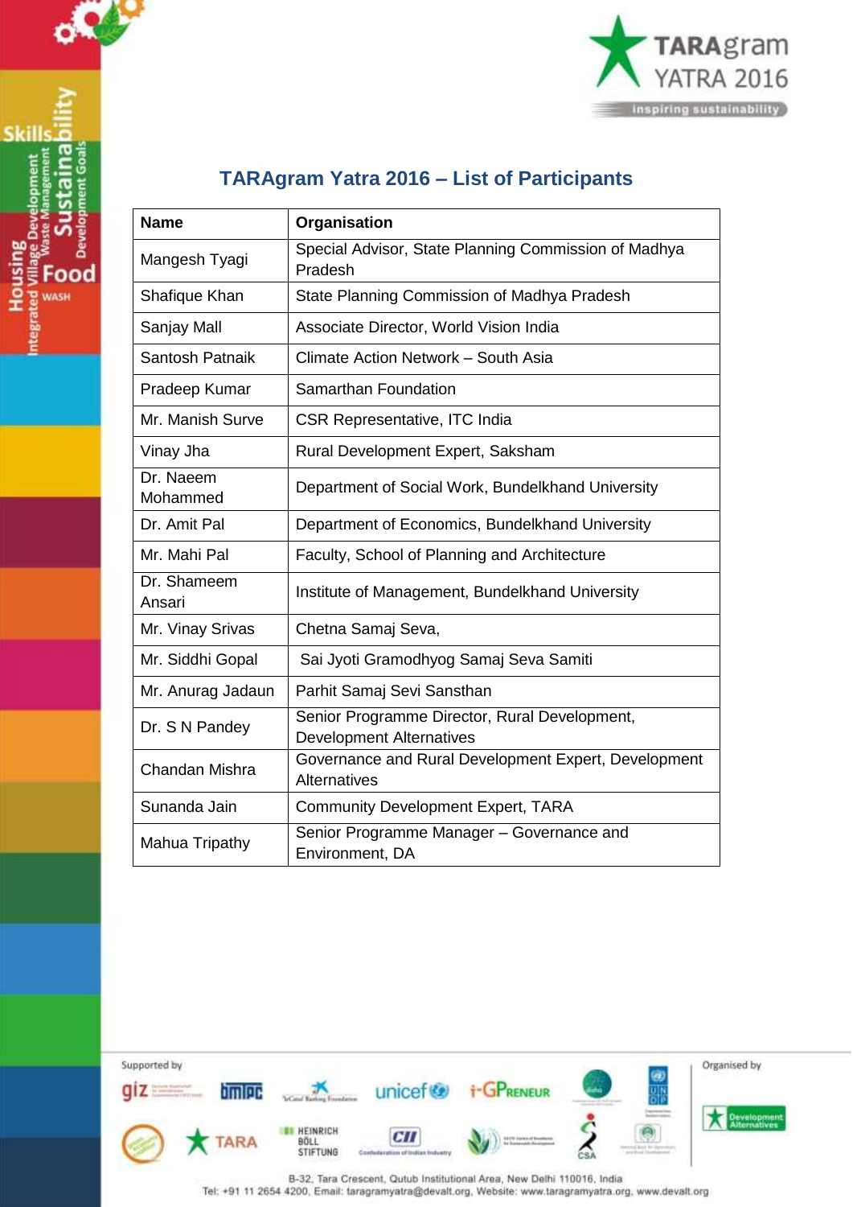## TARAgram Yatra 2016 – List of Participants

| Name | Organisation |
|---|---|
| Mangesh Tyagi | Special Advisor, State Planning Commission of Madhya Pradesh |
| Shafique Khan | State Planning Commission of Madhya Pradesh |
| Sanjay Mall | Associate Director, World Vision India |
| Santosh Patnaik | Climate Action Network – South Asia |
| Pradeep Kumar | Samarthan Foundation |
| Mr. Manish Surve | CSR Representative, ITC India |
| Vinay Jha | Rural Development Expert, Saksham |
| Dr. Naeem Mohammed | Department of Social Work, Bundelkhand University |
| Dr. Amit Pal | Department of Economics, Bundelkhand University |
| Mr. Mahi Pal | Faculty, School of Planning and Architecture |
| Dr. Shameem Ansari | Institute of Management, Bundelkhand University |
| Mr. Vinay Srivas | Chetna Samaj Seva, |
| Mr. Siddhi Gopal | Sai Jyoti Gramodhyog Samaj Seva Samiti |
| Mr. Anurag Jadaun | Parhit Samaj Sevi Sansthan |
| Dr. S N Pandey | Senior Programme Director, Rural Development, Development Alternatives |
| Chandan Mishra | Governance and Rural Development Expert, Development Alternatives |
| Sunanda Jain | Community Development Expert, TARA |
| Mahua Tripathy | Senior Programme Manager – Governance and Environment, DA |

Supported by

Organised by

B-32, Tara Crescent, Qutub Institutional Area, New Delhi 110016, India
Tel: +91 11 2654 4200, Email: taragramyatra@devalt.org, Website: www.taragramyatra.org, www.devalt.org